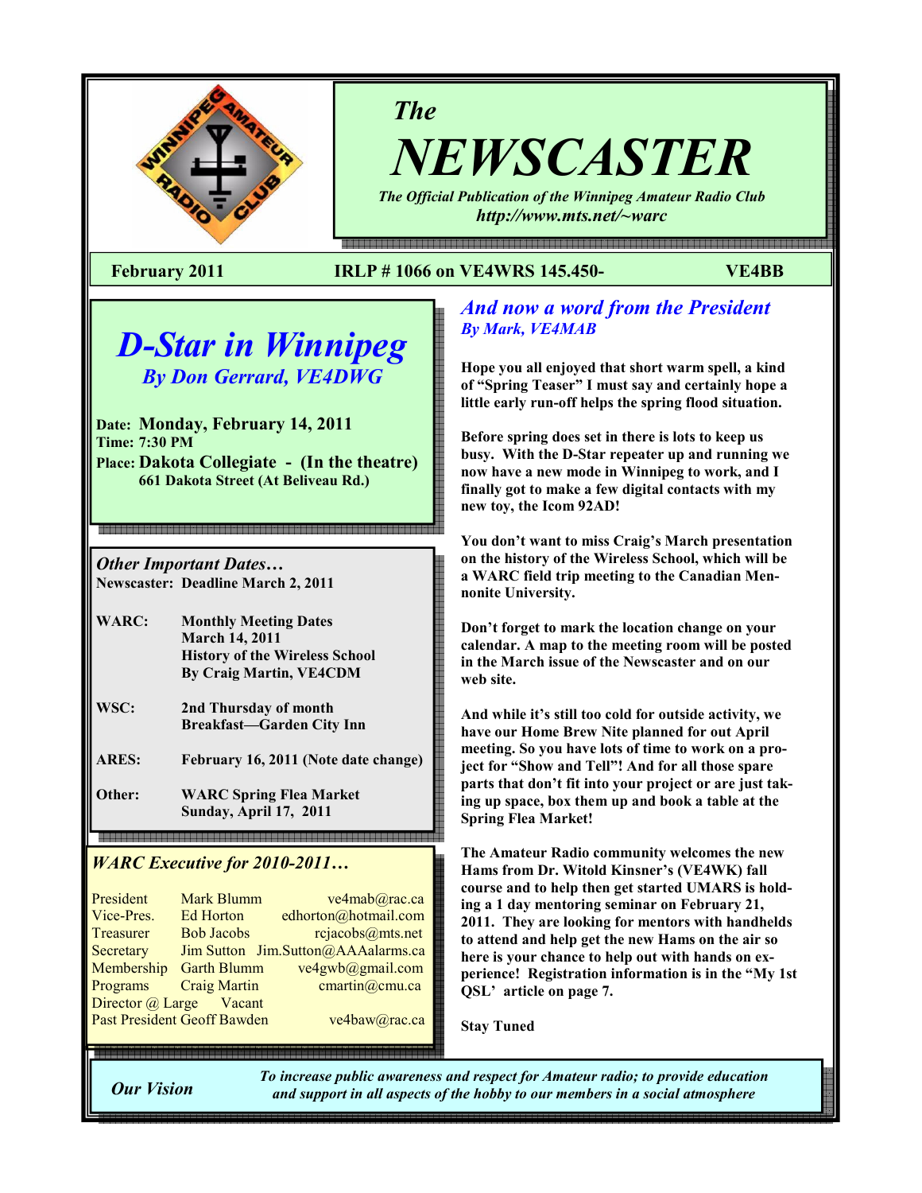# The NEWSCASTER

*The Official Publication of the Winnipeg Amateur Radio Club*
***http://www.mts.net/~warc***

**February 2011** **IRLP # 1066 on VE4WRS 145.450-** **VE4BB**

## *D-Star in Winnipeg*

### *By Don Gerrard, VE4DWG*

**Date: Monday, February 14, 2011**
**Time: 7:30 PM**
**Place: Dakota Collegiate - (In the theatre)**
**661 Dakota Street (At Beliveau Rd.)**

### *Other Important Dates…*

**Newscaster: Deadline March 2, 2011**

| | |
|---|---|
| **WARC:** | **Monthly Meeting Dates**<br>**March 14, 2011**<br>**History of the Wireless School**<br>**By Craig Martin, VE4CDM** |
| **WSC:** | **2nd Thursday of month**<br>**Breakfast—Garden City Inn** |
| **ARES:** | **February 16, 2011 (Note date change)** |
| **Other:** | **WARC Spring Flea Market**<br>**Sunday, April 17, 2011** |

### *WARC Executive for 2010-2011…*

| | | |
|---|---|---|
| President | Mark Blumm | ve4mab@rac.ca |
| Vice-Pres. | Ed Horton | edhorton@hotmail.com |
| Treasurer | Bob Jacobs | rcjacobs@mts.net |
| Secretary | Jim Sutton | Jim.Sutton@AAAalarms.ca |
| Membership | Garth Blumm | ve4gwb@gmail.com |
| Programs | Craig Martin | cmartin@cmu.ca |
| Director @ Large | Vacant | |
| Past President | Geoff Bawden | ve4baw@rac.ca |

## *And now a word from the President*

### *By Mark, VE4MAB*

**Hope you all enjoyed that short warm spell, a kind of "Spring Teaser" I must say and certainly hope a little early run-off helps the spring flood situation.**

**Before spring does set in there is lots to keep us busy. With the D-Star repeater up and running we now have a new mode in Winnipeg to work, and I finally got to make a few digital contacts with my new toy, the Icom 92AD!**

**You don't want to miss Craig's March presentation on the history of the Wireless School, which will be a WARC field trip meeting to the Canadian Mennonite University.**

**Don't forget to mark the location change on your calendar. A map to the meeting room will be posted in the March issue of the Newscaster and on our web site.**

**And while it's still too cold for outside activity, we have our Home Brew Nite planned for out April meeting. So you have lots of time to work on a project for "Show and Tell"! And for all those spare parts that don't fit into your project or are just taking up space, box them up and book a table at the Spring Flea Market!**

**The Amateur Radio community welcomes the new Hams from Dr. Witold Kinsner's (VE4WK) fall course and to help then get started UMARS is holding a 1 day mentoring seminar on February 21, 2011. They are looking for mentors with handhelds to attend and help get the new Hams on the air so here is your chance to help out with hands on experience! Registration information is in the "My 1st QSL' article on page 7.**

**Stay Tuned**

***Our Vision*** — *To increase public awareness and respect for Amateur radio; to provide education and support in all aspects of the hobby to our members in a social atmosphere*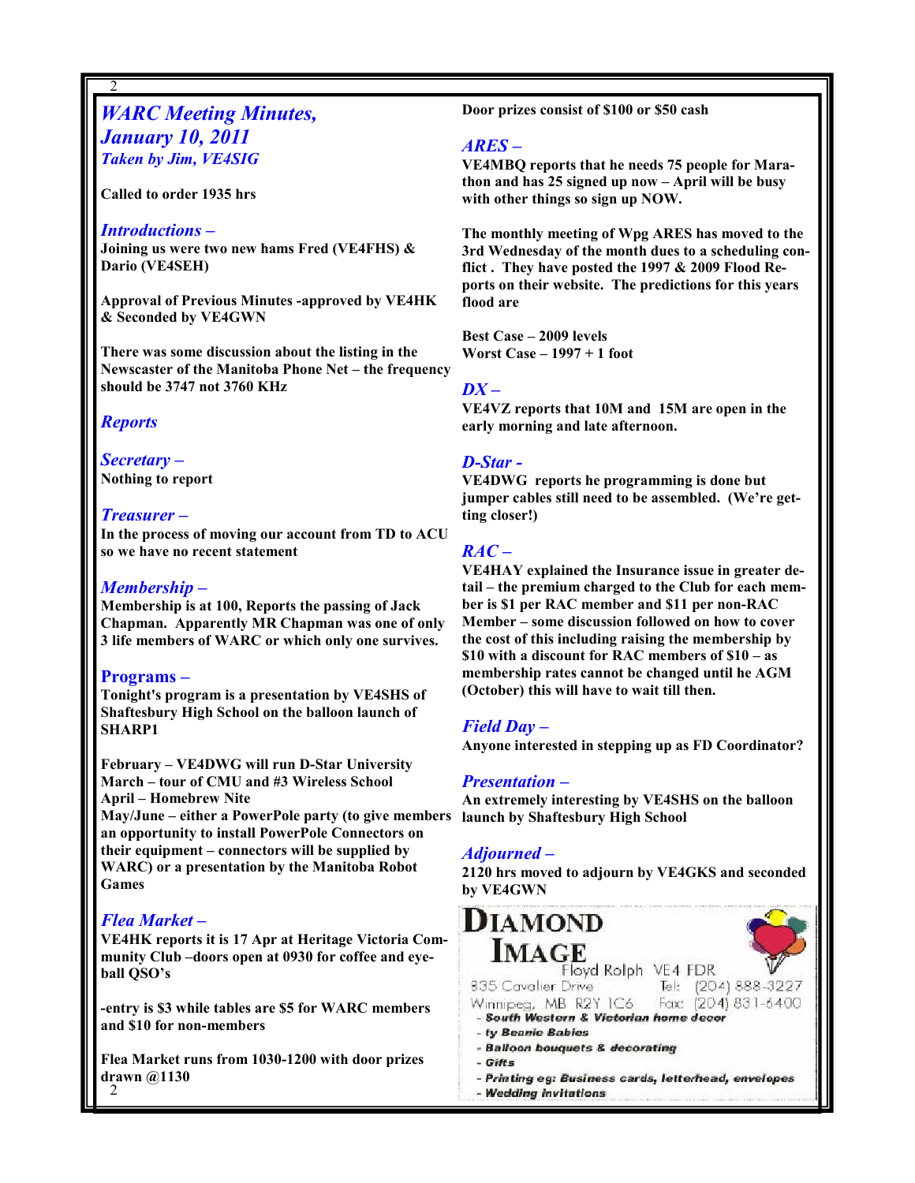## *WARC Meeting Minutes, January 10, 2011*

***Taken by Jim, VE4SIG***

**Called to order 1935 hrs**

### *Introductions –*

**Joining us were two new hams Fred (VE4FHS) & Dario (VE4SEH)**

**Approval of Previous Minutes -approved by VE4HK & Seconded by VE4GWN**

**There was some discussion about the listing in the Newscaster of the Manitoba Phone Net – the frequency should be 3747 not 3760 KHz**

### *Reports*

### *Secretary –*

**Nothing to report**

### *Treasurer –*

**In the process of moving our account from TD to ACU so we have no recent statement**

### *Membership –*

**Membership is at 100, Reports the passing of Jack Chapman. Apparently MR Chapman was one of only 3 life members of WARC or which only one survives.**

### *Programs –*

**Tonight's program is a presentation by VE4SHS of Shaftesbury High School on the balloon launch of SHARP1**

**February – VE4DWG will run D-Star University**
**March – tour of CMU and #3 Wireless School**
**April – Homebrew Nite**
**May/June – either a PowerPole party (to give members an opportunity to install PowerPole Connectors on their equipment – connectors will be supplied by WARC) or a presentation by the Manitoba Robot Games**

### *Flea Market –*

**VE4HK reports it is 17 Apr at Heritage Victoria Community Club –doors open at 0930 for coffee and eyeball QSO's**

**-entry is $3 while tables are $5 for WARC members and $10 for non-members**

**Flea Market runs from 1030-1200 with door prizes drawn @1130**

**Door prizes consist of $100 or $50 cash**

### *ARES –*

**VE4MBQ reports that he needs 75 people for Marathon and has 25 signed up now – April will be busy with other things so sign up NOW.**

**The monthly meeting of Wpg ARES has moved to the 3rd Wednesday of the month dues to a scheduling conflict . They have posted the 1997 & 2009 Flood Reports on their website. The predictions for this years flood are**

**Best Case – 2009 levels**
**Worst Case – 1997 + 1 foot**

### *DX –*

**VE4VZ reports that 10M and 15M are open in the early morning and late afternoon.**

### *D-Star -*

**VE4DWG reports he programming is done but jumper cables still need to be assembled. (We're getting closer!)**

### *RAC –*

**VE4HAY explained the Insurance issue in greater detail – the premium charged to the Club for each member is $1 per RAC member and $11 per non-RAC Member – some discussion followed on how to cover the cost of this including raising the membership by $10 with a discount for RAC members of $10 – as membership rates cannot be changed until he AGM (October) this will have to wait till then.**

### *Field Day –*

**Anyone interested in stepping up as FD Coordinator?**

### *Presentation –*

**An extremely interesting by VE4SHS on the balloon launch by Shaftesbury High School**

### *Adjourned –*

**2120 hrs moved to adjourn by VE4GKS and seconded by VE4GWN**

---

**DIAMOND IMAGE**

Floyd Rolph VE4 FDR
835 Cavalier Drive Tel: (204) 888-3227
Winnipeg, MB R2Y 1C6 Fax: (204) 831-6400

- *South Western & Victorian home decor*
- *ty Beanie Babies*
- *Balloon bouquets & decorating*
- *Gifts*
- *Printing eg: Business cards, letterhead, envelopes*
- *Wedding invitations*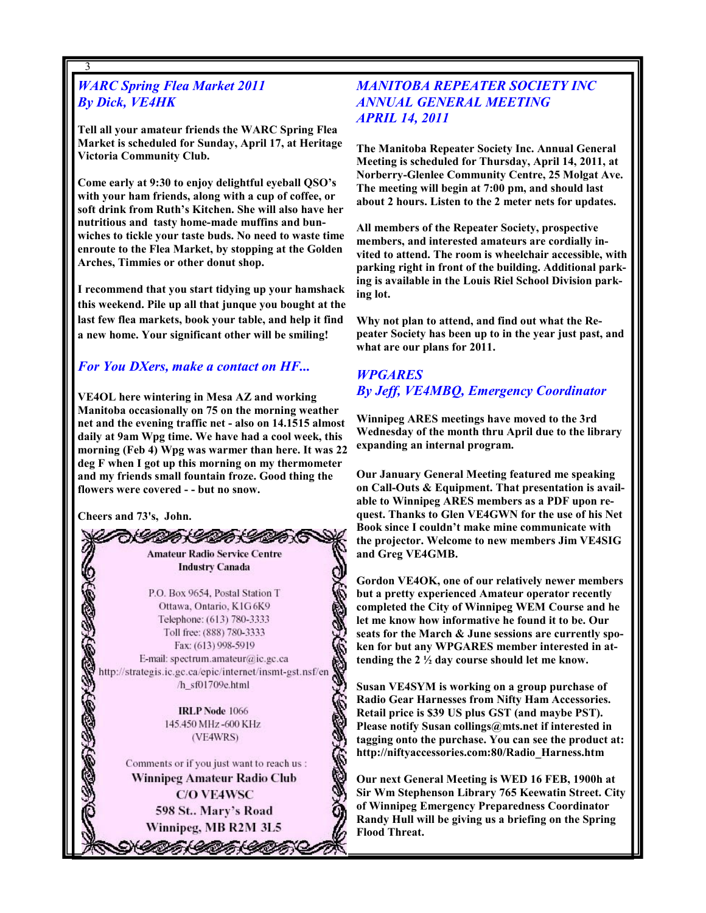## *WARC Spring Flea Market 2011*
## *By Dick, VE4HK*

**Tell all your amateur friends the WARC Spring Flea Market is scheduled for Sunday, April 17, at Heritage Victoria Community Club.**

**Come early at 9:30 to enjoy delightful eyeball QSO's with your ham friends, along with a cup of coffee, or soft drink from Ruth's Kitchen. She will also have her nutritious and tasty home-made muffins and bunwiches to tickle your taste buds. No need to waste time enroute to the Flea Market, by stopping at the Golden Arches, Timmies or other donut shop.**

**I recommend that you start tidying up your hamshack this weekend. Pile up all that junque you bought at the last few flea markets, book your table, and help it find a new home. Your significant other will be smiling!**

## *For You DXers, make a contact on HF...*

**VE4OL here wintering in Mesa AZ and working Manitoba occasionally on 75 on the morning weather net and the evening traffic net - also on 14.1515 almost daily at 9am Wpg time. We have had a cool week, this morning (Feb 4) Wpg was warmer than here. It was 22 deg F when I got up this morning on my thermometer and my friends small fountain froze. Good thing the flowers were covered - - but no snow.**

**Cheers and 73's, John.**

**Amateur Radio Service Centre**
**Industry Canada**

P.O. Box 9654, Postal Station T
Ottawa, Ontario, K1G 6K9
Telephone: (613) 780-3333
Toll free: (888) 780-3333
Fax: (613) 998-5919
E-mail: spectrum.amateur@ic.gc.ca
http://strategis.ic.gc.ca/epic/internet/insmt-gst.nsf/en/h_sf01709e.html

**IRLP Node** 1066
145.450 MHz -600 KHz
(VE4WRS)

Comments or if you just want to reach us :
**Winnipeg Amateur Radio Club**
**C/O VE4WSC**
**598 St.. Mary's Road**
**Winnipeg, MB R2M 3L5**

## *MANITOBA REPEATER SOCIETY INC ANNUAL GENERAL MEETING APRIL 14, 2011*

**The Manitoba Repeater Society Inc. Annual General Meeting is scheduled for Thursday, April 14, 2011, at Norberry-Glenlee Community Centre, 25 Molgat Ave. The meeting will begin at 7:00 pm, and should last about 2 hours. Listen to the 2 meter nets for updates.**

**All members of the Repeater Society, prospective members, and interested amateurs are cordially invited to attend. The room is wheelchair accessible, with parking right in front of the building. Additional parking is available in the Louis Riel School Division parking lot.**

**Why not plan to attend, and find out what the Repeater Society has been up to in the year just past, and what are our plans for 2011.**

## *WPGARES*
## *By Jeff, VE4MBQ, Emergency Coordinator*

**Winnipeg ARES meetings have moved to the 3rd Wednesday of the month thru April due to the library expanding an internal program.**

**Our January General Meeting featured me speaking on Call-Outs & Equipment. That presentation is available to Winnipeg ARES members as a PDF upon request. Thanks to Glen VE4GWN for the use of his Net Book since I couldn't make mine communicate with the projector. Welcome to new members Jim VE4SIG and Greg VE4GMB.**

**Gordon VE4OK, one of our relatively newer members but a pretty experienced Amateur operator recently completed the City of Winnipeg WEM Course and he let me know how informative he found it to be. Our seats for the March & June sessions are currently spoken for but any WPGARES member interested in attending the 2 ½ day course should let me know.**

**Susan VE4SYM is working on a group purchase of Radio Gear Harnesses from Nifty Ham Accessories. Retail price is $39 US plus GST (and maybe PST). Please notify Susan collings@mts.net if interested in tagging onto the purchase. You can see the product at: http://niftyaccessories.com:80/Radio_Harness.htm**

**Our next General Meeting is WED 16 FEB, 1900h at Sir Wm Stephenson Library 765 Keewatin Street. City of Winnipeg Emergency Preparedness Coordinator Randy Hull will be giving us a briefing on the Spring Flood Threat.**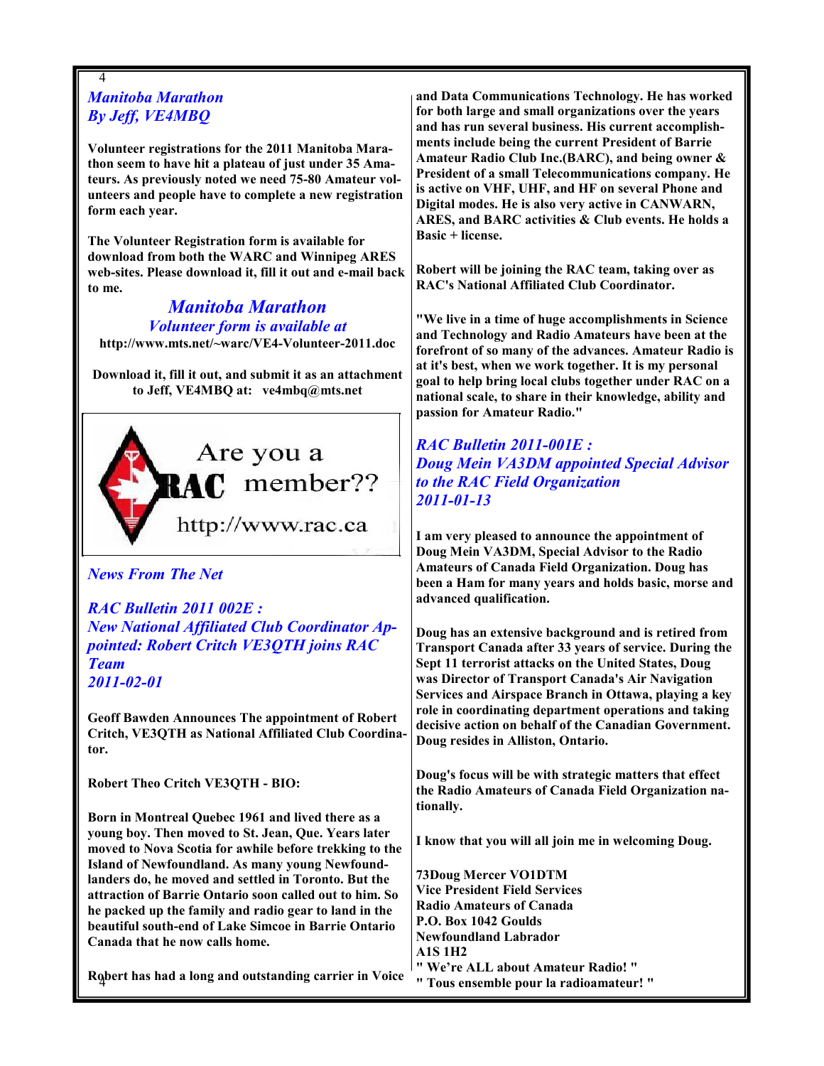## *Manitoba Marathon*
## *By Jeff, VE4MBQ*

**Volunteer registrations for the 2011 Manitoba Marathon seem to have hit a plateau of just under 35 Amateurs. As previously noted we need 75-80 Amateur volunteers and people have to complete a new registration form each year.**

**The Volunteer Registration form is available for download from both the WARC and Winnipeg ARES web-sites. Please download it, fill it out and e-mail back to me.**

### *Manitoba Marathon*
### *Volunteer form is available at*

**http://www.mts.net/~warc/VE4-Volunteer-2011.doc**

**Download it, fill it out, and submit it as an attachment to Jeff, VE4MBQ at: ve4mbq@mts.net**

Are you a RAC member??

http://www.rac.ca

## *News From The Net*

## *RAC Bulletin 2011 002E : New National Affiliated Club Coordinator Appointed: Robert Critch VE3QTH joins RAC Team 2011-02-01*

**Geoff Bawden Announces The appointment of Robert Critch, VE3QTH as National Affiliated Club Coordinator.**

**Robert Theo Critch VE3QTH - BIO:**

**Born in Montreal Quebec 1961 and lived there as a young boy. Then moved to St. Jean, Que. Years later moved to Nova Scotia for awhile before trekking to the Island of Newfoundland. As many young Newfoundlanders do, he moved and settled in Toronto. But the attraction of Barrie Ontario soon called out to him. So he packed up the family and radio gear to land in the beautiful south-end of Lake Simcoe in Barrie Ontario Canada that he now calls home.**

**Robert has had a long and outstanding carrier in Voice and Data Communications Technology. He has worked for both large and small organizations over the years and has run several business. His current accomplishments include being the current President of Barrie Amateur Radio Club Inc.(BARC), and being owner & President of a small Telecommunications company. He is active on VHF, UHF, and HF on several Phone and Digital modes. He is also very active in CANWARN, ARES, and BARC activities & Club events. He holds a Basic + license.**

**Robert will be joining the RAC team, taking over as RAC's National Affiliated Club Coordinator.**

**"We live in a time of huge accomplishments in Science and Technology and Radio Amateurs have been at the forefront of so many of the advances. Amateur Radio is at it's best, when we work together. It is my personal goal to help bring local clubs together under RAC on a national scale, to share in their knowledge, ability and passion for Amateur Radio."**

## *RAC Bulletin 2011-001E : Doug Mein VA3DM appointed Special Advisor to the RAC Field Organization 2011-01-13*

**I am very pleased to announce the appointment of Doug Mein VA3DM, Special Advisor to the Radio Amateurs of Canada Field Organization. Doug has been a Ham for many years and holds basic, morse and advanced qualification.**

**Doug has an extensive background and is retired from Transport Canada after 33 years of service. During the Sept 11 terrorist attacks on the United States, Doug was Director of Transport Canada's Air Navigation Services and Airspace Branch in Ottawa, playing a key role in coordinating department operations and taking decisive action on behalf of the Canadian Government. Doug resides in Alliston, Ontario.**

**Doug's focus will be with strategic matters that effect the Radio Amateurs of Canada Field Organization nationally.**

**I know that you will all join me in welcoming Doug.**

**73Doug Mercer VO1DTM**
**Vice President Field Services**
**Radio Amateurs of Canada**
**P.O. Box 1042 Goulds**
**Newfoundland Labrador**
**A1S 1H2**
**" We're ALL about Amateur Radio! "**
**" Tous ensemble pour la radioamateur! "**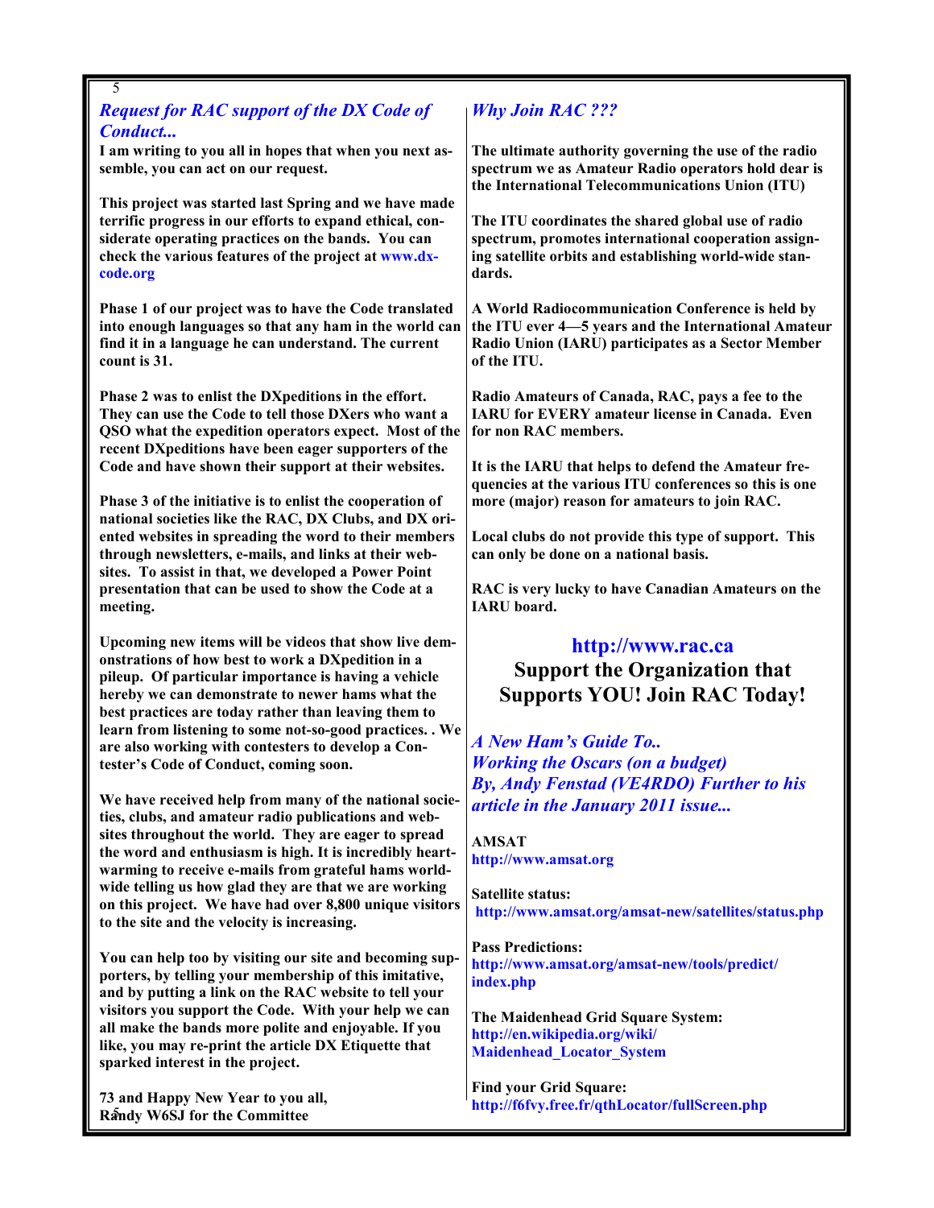## *Request for RAC support of the DX Code of Conduct...*

**I am writing to you all in hopes that when you next assemble, you can act on our request.**

**This project was started last Spring and we have made terrific progress in our efforts to expand ethical, considerate operating practices on the bands. You can check the various features of the project at www.dx-code.org**

**Phase 1 of our project was to have the Code translated into enough languages so that any ham in the world can find it in a language he can understand. The current count is 31.**

**Phase 2 was to enlist the DXpeditions in the effort. They can use the Code to tell those DXers who want a QSO what the expedition operators expect. Most of the recent DXpeditions have been eager supporters of the Code and have shown their support at their websites.**

**Phase 3 of the initiative is to enlist the cooperation of national societies like the RAC, DX Clubs, and DX oriented websites in spreading the word to their members through newsletters, e-mails, and links at their websites. To assist in that, we developed a Power Point presentation that can be used to show the Code at a meeting.**

**Upcoming new items will be videos that show live demonstrations of how best to work a DXpedition in a pileup. Of particular importance is having a vehicle hereby we can demonstrate to newer hams what the best practices are today rather than leaving them to learn from listening to some not-so-good practices. . We are also working with contesters to develop a Contester's Code of Conduct, coming soon.**

**We have received help from many of the national societies, clubs, and amateur radio publications and websites throughout the world. They are eager to spread the word and enthusiasm is high. It is incredibly heartwarming to receive e-mails from grateful hams worldwide telling us how glad they are that we are working on this project. We have had over 8,800 unique visitors to the site and the velocity is increasing.**

**You can help too by visiting our site and becoming supporters, by telling your membership of this imitative, and by putting a link on the RAC website to tell your visitors you support the Code. With your help we can all make the bands more polite and enjoyable. If you like, you may re-print the article DX Etiquette that sparked interest in the project.**

**73 and Happy New Year to you all,**
**Randy W6SJ for the Committee**

## *Why Join RAC ???*

**The ultimate authority governing the use of the radio spectrum we as Amateur Radio operators hold dear is the International Telecommunications Union (ITU)**

**The ITU coordinates the shared global use of radio spectrum, promotes international cooperation assigning satellite orbits and establishing world-wide standards.**

**A World Radiocommunication Conference is held by the ITU ever 4—5 years and the International Amateur Radio Union (IARU) participates as a Sector Member of the ITU.**

**Radio Amateurs of Canada, RAC, pays a fee to the IARU for EVERY amateur license in Canada. Even for non RAC members.**

**It is the IARU that helps to defend the Amateur frequencies at the various ITU conferences so this is one more (major) reason for amateurs to join RAC.**

**Local clubs do not provide this type of support. This can only be done on a national basis.**

**RAC is very lucky to have Canadian Amateurs on the IARU board.**

**http://www.rac.ca**
**Support the Organization that Supports YOU! Join RAC Today!**

## *A New Ham's Guide To.. Working the Oscars (on a budget) By, Andy Fenstad (VE4RDO) Further to his article in the January 2011 issue...*

**AMSAT**
**http://www.amsat.org**

**Satellite status:**
**http://www.amsat.org/amsat-new/satellites/status.php**

**Pass Predictions:**
**http://www.amsat.org/amsat-new/tools/predict/index.php**

**The Maidenhead Grid Square System:**
**http://en.wikipedia.org/wiki/Maidenhead_Locator_System**

**Find your Grid Square:**
**http://f6fvy.free.fr/qthLocator/fullScreen.php**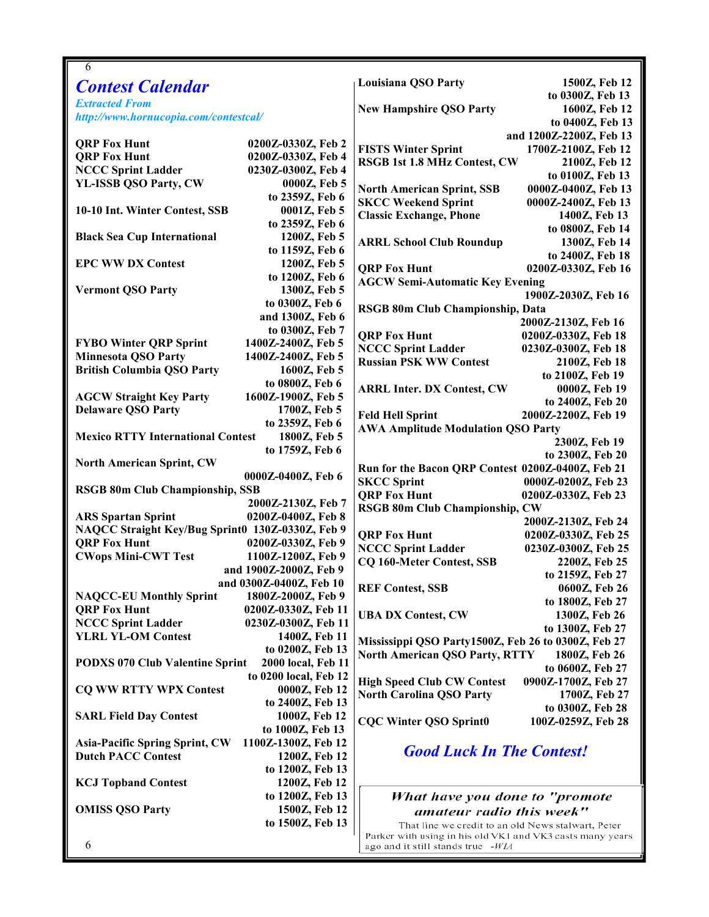# Contest Calendar

*Extracted From*
*http://www.hornucopia.com/contestcal/*

| Contest | Date/Time |
|---|---|
| QRP Fox Hunt | 0200Z-0330Z, Feb 2 |
| QRP Fox Hunt | 0200Z-0330Z, Feb 4 |
| NCCC Sprint Ladder | 0230Z-0300Z, Feb 4 |
| YL-ISSB QSO Party, CW | 0000Z, Feb 5 to 2359Z, Feb 6 |
| 10-10 Int. Winter Contest, SSB | 0001Z, Feb 5 to 2359Z, Feb 6 |
| Black Sea Cup International | 1200Z, Feb 5 to 1159Z, Feb 6 |
| EPC WW DX Contest | 1200Z, Feb 5 to 1200Z, Feb 6 |
| Vermont QSO Party | 1300Z, Feb 5 to 0300Z, Feb 6 and 1300Z, Feb 6 to 0300Z, Feb 7 |
| FYBO Winter QRP Sprint | 1400Z-2400Z, Feb 5 |
| Minnesota QSO Party | 1400Z-2400Z, Feb 5 |
| British Columbia QSO Party | 1600Z, Feb 5 to 0800Z, Feb 6 |
| AGCW Straight Key Party | 1600Z-1900Z, Feb 5 |
| Delaware QSO Party | 1700Z, Feb 5 to 2359Z, Feb 6 |
| Mexico RTTY International Contest | 1800Z, Feb 5 to 1759Z, Feb 6 |
| North American Sprint, CW | 0000Z-0400Z, Feb 6 |
| RSGB 80m Club Championship, SSB | 2000Z-2130Z, Feb 7 |
| ARS Spartan Sprint | 0200Z-0400Z, Feb 8 |
| NAQCC Straight Key/Bug Sprint | 0130Z-0330Z, Feb 9 |
| QRP Fox Hunt | 0200Z-0330Z, Feb 9 |
| CWops Mini-CWT Test | 1100Z-1200Z, Feb 9 and 1900Z-2000Z, Feb 9 and 0300Z-0400Z, Feb 10 |
| NAQCC-EU Monthly Sprint | 1800Z-2000Z, Feb 9 |
| QRP Fox Hunt | 0200Z-0330Z, Feb 11 |
| NCCC Sprint Ladder | 0230Z-0300Z, Feb 11 |
| YLRL YL-OM Contest | 1400Z, Feb 11 to 0200Z, Feb 13 |
| PODXS 070 Club Valentine Sprint | 2000 local, Feb 11 to 0200 local, Feb 12 |
| CQ WW RTTY WPX Contest | 0000Z, Feb 12 to 2400Z, Feb 13 |
| SARL Field Day Contest | 1000Z, Feb 12 to 1000Z, Feb 13 |
| Asia-Pacific Spring Sprint, CW | 1100Z-1300Z, Feb 12 |
| Dutch PACC Contest | 1200Z, Feb 12 to 1200Z, Feb 13 |
| KCJ Topband Contest | 1200Z, Feb 12 to 1200Z, Feb 13 |
| OMISS QSO Party | 1500Z, Feb 12 to 1500Z, Feb 13 |
| Louisiana QSO Party | 1500Z, Feb 12 to 0300Z, Feb 13 |
| New Hampshire QSO Party | 1600Z, Feb 12 to 0400Z, Feb 13 and 1200Z-2200Z, Feb 13 |
| FISTS Winter Sprint | 1700Z-2100Z, Feb 12 |
| RSGB 1st 1.8 MHz Contest, CW | 2100Z, Feb 12 to 0100Z, Feb 13 |
| North American Sprint, SSB | 0000Z-0400Z, Feb 13 |
| SKCC Weekend Sprint | 0000Z-2400Z, Feb 13 |
| Classic Exchange, Phone | 1400Z, Feb 13 to 0800Z, Feb 14 |
| ARRL School Club Roundup | 1300Z, Feb 14 to 2400Z, Feb 18 |
| QRP Fox Hunt | 0200Z-0330Z, Feb 16 |
| AGCW Semi-Automatic Key Evening | 1900Z-2030Z, Feb 16 |
| RSGB 80m Club Championship, Data | 2000Z-2130Z, Feb 16 |
| QRP Fox Hunt | 0200Z-0330Z, Feb 18 |
| NCCC Sprint Ladder | 0230Z-0300Z, Feb 18 |
| Russian PSK WW Contest | 2100Z, Feb 18 to 2100Z, Feb 19 |
| ARRL Inter. DX Contest, CW | 0000Z, Feb 19 to 2400Z, Feb 20 |
| Feld Hell Sprint | 2000Z-2200Z, Feb 19 |
| AWA Amplitude Modulation QSO Party | 2300Z, Feb 19 to 2300Z, Feb 20 |
| Run for the Bacon QRP Contest | 0200Z-0400Z, Feb 21 |
| SKCC Sprint | 0000Z-0200Z, Feb 23 |
| QRP Fox Hunt | 0200Z-0330Z, Feb 23 |
| RSGB 80m Club Championship, CW | 2000Z-2130Z, Feb 24 |
| QRP Fox Hunt | 0200Z-0330Z, Feb 25 |
| NCCC Sprint Ladder | 0230Z-0300Z, Feb 25 |
| CQ 160-Meter Contest, SSB | 2200Z, Feb 25 to 2159Z, Feb 27 |
| REF Contest, SSB | 0600Z, Feb 26 to 1800Z, Feb 27 |
| UBA DX Contest, CW | 1300Z, Feb 26 to 1300Z, Feb 27 |
| Mississippi QSO Party | 1500Z, Feb 26 to 0300Z, Feb 27 |
| North American QSO Party, RTTY | 1800Z, Feb 26 to 0600Z, Feb 27 |
| High Speed Club CW Contest | 0900Z-1700Z, Feb 27 |
| North Carolina QSO Party | 1700Z, Feb 27 to 0300Z, Feb 28 |
| CQC Winter QSO Sprint | 0100Z-0259Z, Feb 28 |

## *Good Luck In The Contest!*

*What have you done to "promote amateur radio this week"*

That line we credit to an old News stalwart, Peter Parker with using in his old VK1 and VK3 casts many years ago and it still stands true -*WIA*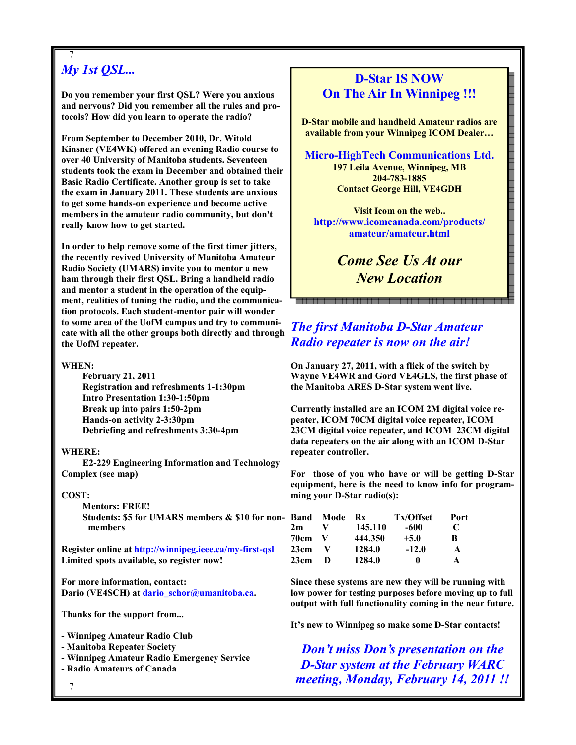## *My 1st QSL...*

**Do you remember your first QSL? Were you anxious and nervous? Did you remember all the rules and protocols? How did you learn to operate the radio?**

**From September to December 2010, Dr. Witold Kinsner (VE4WK) offered an evening Radio course to over 40 University of Manitoba students. Seventeen students took the exam in December and obtained their Basic Radio Certificate. Another group is set to take the exam in January 2011. These students are anxious to get some hands-on experience and become active members in the amateur radio community, but don't really know how to get started.**

**In order to help remove some of the first timer jitters, the recently revived University of Manitoba Amateur Radio Society (UMARS) invite you to mentor a new ham through their first QSL. Bring a handheld radio and mentor a student in the operation of the equipment, realities of tuning the radio, and the communication protocols. Each student-mentor pair will wonder to some area of the UofM campus and try to communicate with all the other groups both directly and through the UofM repeater.**

**WHEN:**

**February 21, 2011**
**Registration and refreshments 1-1:30pm**
**Intro Presentation 1:30-1:50pm**
**Break up into pairs 1:50-2pm**
**Hands-on activity 2-3:30pm**
**Debriefing and refreshments 3:30-4pm**

**WHERE:**

**E2-229 Engineering Information and Technology Complex (see map)**

**COST:**

**Mentors: FREE!**
**Students: $5 for UMARS members & $10 for non-members**

**Register online at http://winnipeg.ieee.ca/my-first-qsl**
**Limited spots available, so register now!**

**For more information, contact:**
**Dario (VE4SCH) at dario_schor@umanitoba.ca.**

**Thanks for the support from...**

- **Winnipeg Amateur Radio Club**
- **Manitoba Repeater Society**
- **Winnipeg Amateur Radio Emergency Service**
- **Radio Amateurs of Canada**

---

## D-Star IS NOW On The Air In Winnipeg !!!

**D-Star mobile and handheld Amateur radios are available from your Winnipeg ICOM Dealer…**

**Micro-HighTech Communications Ltd.**
**197 Leila Avenue, Winnipeg, MB**
**204-783-1885**
**Contact George Hill, VE4GDH**

**Visit Icom on the web..**
**http://www.icomcanada.com/products/amateur/amateur.html**

***Come See Us At our New Location***

---

## *The first Manitoba D-Star Amateur Radio repeater is now on the air!*

**On January 27, 2011, with a flick of the switch by Wayne VE4WR and Gord VE4GLS, the first phase of the Manitoba ARES D-Star system went live.**

**Currently installed are an ICOM 2M digital voice repeater, ICOM 70CM digital voice repeater, ICOM 23CM digital voice repeater, and ICOM 23CM digital data repeaters on the air along with an ICOM D-Star repeater controller.**

**For those of you who have or will be getting D-Star equipment, here is the need to know info for programming your D-Star radio(s):**

| Band | Mode | Rx | Tx/Offset | Port |
|---|---|---|---|---|
| 2m | V | 145.110 | -600 | C |
| 70cm | V | 444.350 | +5.0 | B |
| 23cm | V | 1284.0 | -12.0 | A |
| 23cm | D | 1284.0 | 0 | A |

**Since these systems are new they will be running with low power for testing purposes before moving up to full output with full functionality coming in the near future.**

**It's new to Winnipeg so make some D-Star contacts!**

***Don't miss Don's presentation on the D-Star system at the February WARC meeting, Monday, February 14, 2011 !!***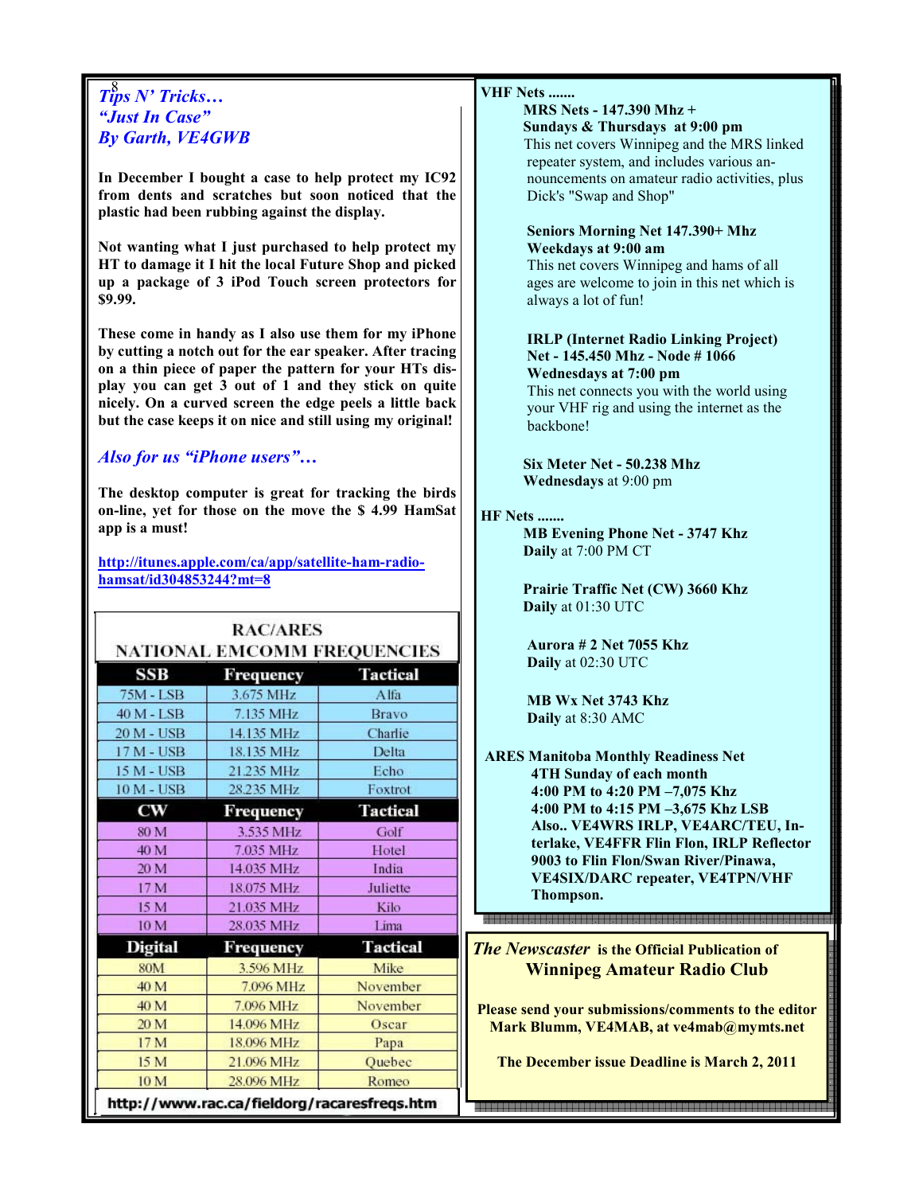## *Tips N' Tricks…*
## *"Just In Case"*
## *By Garth, VE4GWB*

**In December I bought a case to help protect my IC92 from dents and scratches but soon noticed that the plastic had been rubbing against the display.**

**Not wanting what I just purchased to help protect my HT to damage it I hit the local Future Shop and picked up a package of 3 iPod Touch screen protectors for $9.99.**

**These come in handy as I also use them for my iPhone by cutting a notch out for the ear speaker. After tracing on a thin piece of paper the pattern for your HTs display you can get 3 out of 1 and they stick on quite nicely. On a curved screen the edge peels a little back but the case keeps it on nice and still using my original!**

## *Also for us "iPhone users"…*

**The desktop computer is great for tracking the birds on-line, yet for those on the move the $ 4.99 HamSat app is a must!**

http://itunes.apple.com/ca/app/satellite-ham-radio-hamsat/id304853244?mt=8

### RAC/ARES NATIONAL EMCOMM FREQUENCIES

| SSB | Frequency | Tactical |
|---|---|---|
| 75M - LSB | 3.675 MHz | Alfa |
| 40 M - LSB | 7.135 MHz | Bravo |
| 20 M - USB | 14.135 MHz | Charlie |
| 17 M - USB | 18.135 MHz | Delta |
| 15 M - USB | 21.235 MHz | Echo |
| 10 M - USB | 28.235 MHz | Foxtrot |
| **CW** | **Frequency** | **Tactical** |
| 80 M | 3.535 MHz | Golf |
| 40 M | 7.035 MHz | Hotel |
| 20 M | 14.035 MHz | India |
| 17 M | 18.075 MHz | Juliette |
| 15 M | 21.035 MHz | Kilo |
| 10 M | 28.035 MHz | Lima |
| **Digital** | **Frequency** | **Tactical** |
| 80M | 3.596 MHz | Mike |
| 40 M | 7.096 MHz | November |
| 40 M | 7.096 MHz | November |
| 20 M | 14.096 MHz | Oscar |
| 17 M | 18.096 MHz | Papa |
| 15 M | 21.096 MHz | Quebec |
| 10 M | 28.096 MHz | Romeo |

http://www.rac.ca/fieldorg/racaresfreqs.htm

**VHF Nets .......**

**MRS Nets - 147.390 Mhz +**
**Sundays & Thursdays at 9:00 pm**
This net covers Winnipeg and the MRS linked repeater system, and includes various announcements on amateur radio activities, plus Dick's "Swap and Shop"

**Seniors Morning Net 147.390+ Mhz**
**Weekdays at 9:00 am**
This net covers Winnipeg and hams of all ages are welcome to join in this net which is always a lot of fun!

**IRLP (Internet Radio Linking Project) Net - 145.450 Mhz - Node # 1066**
**Wednesdays at 7:00 pm**
This net connects you with the world using your VHF rig and using the internet as the backbone!

**Six Meter Net - 50.238 Mhz**
**Wednesdays** at 9:00 pm

**HF Nets .......**

**MB Evening Phone Net - 3747 Khz**
**Daily** at 7:00 PM CT

**Prairie Traffic Net (CW) 3660 Khz**
**Daily** at 01:30 UTC

**Aurora # 2 Net 7055 Khz**
**Daily** at 02:30 UTC

**MB Wx Net 3743 Khz**
**Daily** at 8:30 AMC

**ARES Manitoba Monthly Readiness Net**
**4TH Sunday of each month**
**4:00 PM to 4:20 PM –7,075 Khz**
**4:00 PM to 4:15 PM –3,675 Khz LSB**
**Also.. VE4WRS IRLP, VE4ARC/TEU, Interlake, VE4FFR Flin Flon, IRLP Reflector 9003 to Flin Flon/Swan River/Pinawa, VE4SIX/DARC repeater, VE4TPN/VHF Thompson.**

***The Newscaster*** **is the Official Publication of**
**Winnipeg Amateur Radio Club**

**Please send your submissions/comments to the editor Mark Blumm, VE4MAB, at ve4mab@mymts.net**

**The December issue Deadline is March 2, 2011**